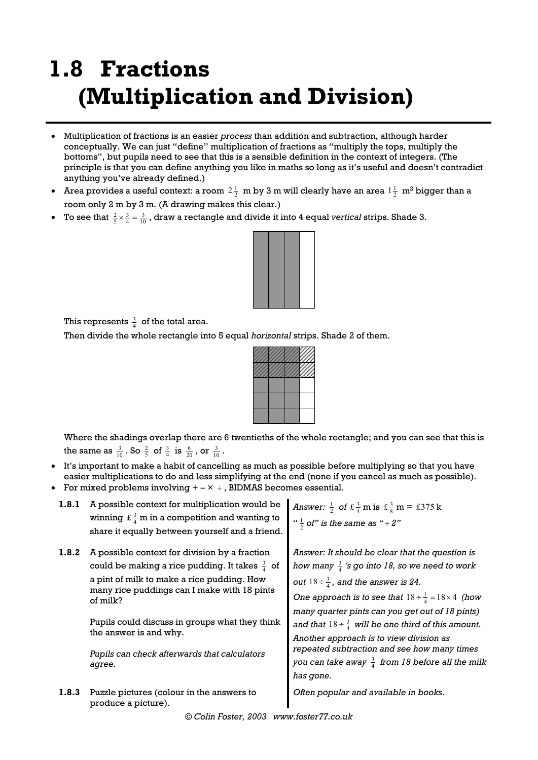# 1.8 Fractions (Multiplication and Division)

- Multiplication of fractions is an easier *process* than addition and subtraction, although harder conceptually. We can just "define" multiplication of fractions as "multiply the tops, multiply the bottoms", but pupils need to see that this is a sensible definition in the context of integers. (The principle is that you can define anything you like in maths so long as it's useful and doesn't contradict anything you've already defined.)
- Area provides a useful context: a room $2\frac{1}{2}$ m by 3 m will clearly have an area $1\frac{1}{2}$ m² bigger than a room only 2 m by 3 m. (A drawing makes this clear.)
- To see that $\frac{2}{5} \times \frac{3}{4} = \frac{3}{10}$, draw a rectangle and divide it into 4 equal *vertical* strips. Shade 3.

  This represents $\frac{3}{4}$ of the total area.

  Then divide the whole rectangle into 5 equal *horizontal* strips. Shade 2 of them.

  Where the shadings overlap there are 6 twentieths of the whole rectangle; and you can see that this is the same as $\frac{3}{10}$. So $\frac{2}{5}$ of $\frac{3}{4}$ is $\frac{6}{20}$, or $\frac{3}{10}$.
- It's important to make a habit of cancelling as much as possible before multiplying so that you have easier multiplications to do and less simplifying at the end (none if you cancel as much as possible).
- For mixed problems involving + – × ÷, BIDMAS becomes essential.

| | | |
|---|---|---|
| **1.8.1** | A possible context for multiplication would be winning £$\frac{3}{4}$ m in a competition and wanting to share it equally between yourself and a friend. | *Answer:* $\frac{1}{2}$ *of* £$\frac{3}{4}$ m is £$\frac{3}{8}$ m = £375 k<br>"$\frac{1}{2}$ *of" is the same as "* $\div 2$*"* |
| **1.8.2** | A possible context for division by a fraction could be making a rice pudding. It takes $\frac{3}{4}$ of a pint of milk to make a rice pudding. How many rice puddings can I make with 18 pints of milk?<br><br>Pupils could discuss in groups what they think the answer is and why.<br><br>*Pupils can check afterwards that calculators agree.* | *Answer: It should be clear that the question is how many* $\frac{3}{4}$ *'s go into 18, so we need to work out* $18 \div \frac{3}{4}$*, and the answer is 24.*<br>*One approach is to see that* $18 \div \frac{1}{4} = 18 \times 4$ *(how many quarter pints can you get out of 18 pints) and that* $18 \div \frac{3}{4}$ *will be one third of this amount.*<br>*Another approach is to view division as repeated subtraction and see how many times you can take away* $\frac{3}{4}$ *from 18 before all the milk has gone.* |
| **1.8.3** | Puzzle pictures (colour in the answers to produce a picture). | *Often popular and available in books.* |

*© Colin Foster, 2003 www.foster77.co.uk*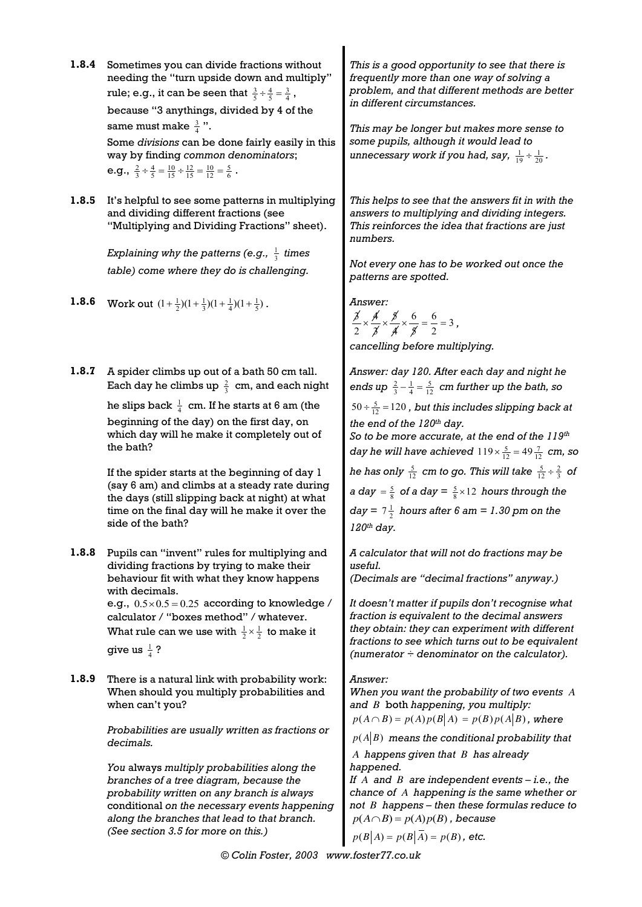**1.8.4** Sometimes you can divide fractions without needing the "turn upside down and multiply" rule; e.g., it can be seen that $\frac{3}{5} \div \frac{4}{5} = \frac{3}{4}$, because "3 anythings, divided by 4 of the same must make $\frac{3}{4}$".

Some *divisions* can be done fairly easily in this way by finding *common denominators*; e.g., $\frac{2}{3} \div \frac{4}{5} = \frac{10}{15} \div \frac{12}{15} = \frac{10}{12} = \frac{5}{6}$.

*This is a good opportunity to see that there is frequently more than one way of solving a problem, and that different methods are better in different circumstances.*

*This may be longer but makes more sense to some pupils, although it would lead to unnecessary work if you had, say, $\frac{1}{19} \div \frac{1}{20}$.*

**1.8.5** It's helpful to see some patterns in multiplying and dividing different fractions (see "Multiplying and Dividing Fractions" sheet).

*Explaining why the patterns (e.g., $\frac{1}{3}$ times table) come where they do is challenging.*

*This helps to see that the answers fit in with the answers to multiplying and dividing integers. This reinforces the idea that fractions are just numbers.*

*Not every one has to be worked out once the patterns are spotted.*

**1.8.6** Work out $(1+\frac{1}{2})(1+\frac{1}{3})(1+\frac{1}{4})(1+\frac{1}{5})$.

*Answer:*

$$\frac{\not{3}}{2} \times \frac{\not{4}}{\not{3}} \times \frac{\not{5}}{\not{4}} \times \frac{6}{\not{5}} = \frac{6}{2} = 3,$$

*cancelling before multiplying.*

**1.8.7** A spider climbs up out of a bath 50 cm tall. Each day he climbs up $\frac{2}{3}$ cm, and each night he slips back $\frac{1}{4}$ cm. If he starts at 6 am (the beginning of the day) on the first day, on which day will he make it completely out of the bath?

If the spider starts at the beginning of day 1 (say 6 am) and climbs at a steady rate during the days (still slipping back at night) at what time on the final day will he make it over the side of the bath?

*Answer: day 120. After each day and night he ends up $\frac{2}{3} - \frac{1}{4} = \frac{5}{12}$ cm further up the bath, so $50 \div \frac{5}{12} = 120$, but this includes slipping back at the end of the 120th day.*
*So to be more accurate, at the end of the 119th day he will have achieved $119 \times \frac{5}{12} = 49\frac{7}{12}$ cm, so he has only $\frac{5}{12}$ cm to go. This will take $\frac{5}{12} \div \frac{2}{3}$ of a day $= \frac{5}{8}$ of a day $= \frac{5}{8} \times 12$ hours through the day $= 7\frac{1}{2}$ hours after 6 am = 1.30 pm on the 120th day.*

**1.8.8** Pupils can "invent" rules for multiplying and dividing fractions by trying to make their behaviour fit with what they know happens with decimals.
e.g., $0.5 \times 0.5 = 0.25$ according to knowledge / calculator / "boxes method" / whatever.
What rule can we use with $\frac{1}{2} \times \frac{1}{2}$ to make it give us $\frac{1}{4}$?

*A calculator that will not do fractions may be useful.*
*(Decimals are "decimal fractions" anyway.)*

*It doesn't matter if pupils don't recognise what fraction is equivalent to the decimal answers they obtain: they can experiment with different fractions to see which turns out to be equivalent (numerator ÷ denominator on the calculator).*

**1.8.9** There is a natural link with probability work: When should you multiply probabilities and when can't you?

*Probabilities are usually written as fractions or decimals.*

*You* always *multiply probabilities along the branches of a tree diagram, because the probability written on any branch is always* conditional *on the necessary events happening along the branches that lead to that branch. (See section 3.5 for more on this.)*

*Answer:*
*When you want the probability of two events $A$ and $B$* both *happening, you multiply:*
$p(A \cap B) = p(A)p(B|A) = p(B)p(A|B)$*, where $p(A|B)$ means the conditional probability that $A$ happens given that $B$ has already happened.*
*If $A$ and $B$ are independent events – i.e., the chance of $A$ happening is the same whether or not $B$ happens – then these formulas reduce to $p(A \cap B) = p(A)p(B)$, because $p(B|A) = p(B|\overline{A}) = p(B)$, etc.*

© Colin Foster, 2003 www.foster77.co.uk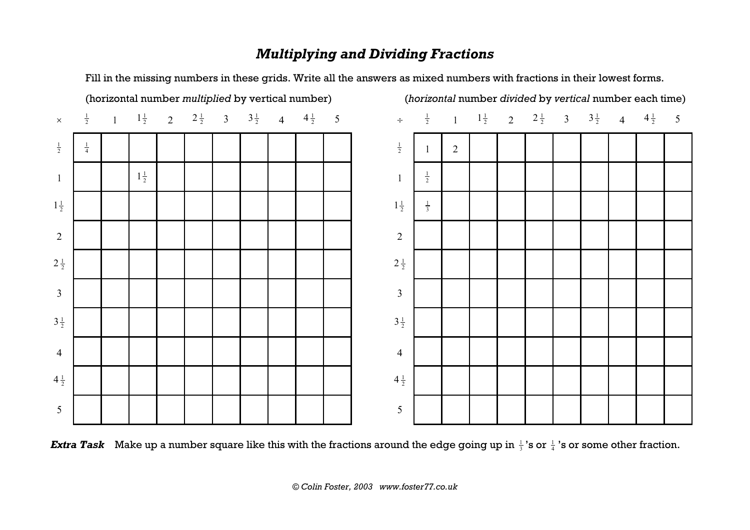# *Multiplying and Dividing Fractions*

Fill in the missing numbers in these grids. Write all the answers as mixed numbers with fractions in their lowest forms.

(horizontal number *multiplied* by vertical number)

| × | $\frac{1}{2}$ | 1 | $1\frac{1}{2}$ | 2 | $2\frac{1}{2}$ | 3 | $3\frac{1}{2}$ | 4 | $4\frac{1}{2}$ | 5 |
|---|---|---|---|---|---|---|---|---|---|---|
| $\frac{1}{2}$ | $\frac{1}{4}$ | | | | | | | | | |
| 1 | | | $1\frac{1}{2}$ | | | | | | | |
| $1\frac{1}{2}$ | | | | | | | | | | |
| 2 | | | | | | | | | | |
| $2\frac{1}{2}$ | | | | | | | | | | |
| 3 | | | | | | | | | | |
| $3\frac{1}{2}$ | | | | | | | | | | |
| 4 | | | | | | | | | | |
| $4\frac{1}{2}$ | | | | | | | | | | |
| 5 | | | | | | | | | | |

(*horizontal* number *divided* by *vertical* number each time)

| ÷ | $\frac{1}{2}$ | 1 | $1\frac{1}{2}$ | 2 | $2\frac{1}{2}$ | 3 | $3\frac{1}{2}$ | 4 | $4\frac{1}{2}$ | 5 |
|---|---|---|---|---|---|---|---|---|---|---|
| $\frac{1}{2}$ | 1 | 2 | | | | | | | | |
| 1 | $\frac{1}{2}$ | | | | | | | | | |
| $1\frac{1}{2}$ | $\frac{1}{3}$ | | | | | | | | | |
| 2 | | | | | | | | | | |
| $2\frac{1}{2}$ | | | | | | | | | | |
| 3 | | | | | | | | | | |
| $3\frac{1}{2}$ | | | | | | | | | | |
| 4 | | | | | | | | | | |
| $4\frac{1}{2}$ | | | | | | | | | | |
| 5 | | | | | | | | | | |

***Extra Task*** Make up a number square like this with the fractions around the edge going up in $\frac{1}{3}$'s or $\frac{1}{4}$'s or some other fraction.

*© Colin Foster, 2003 www.foster77.co.uk*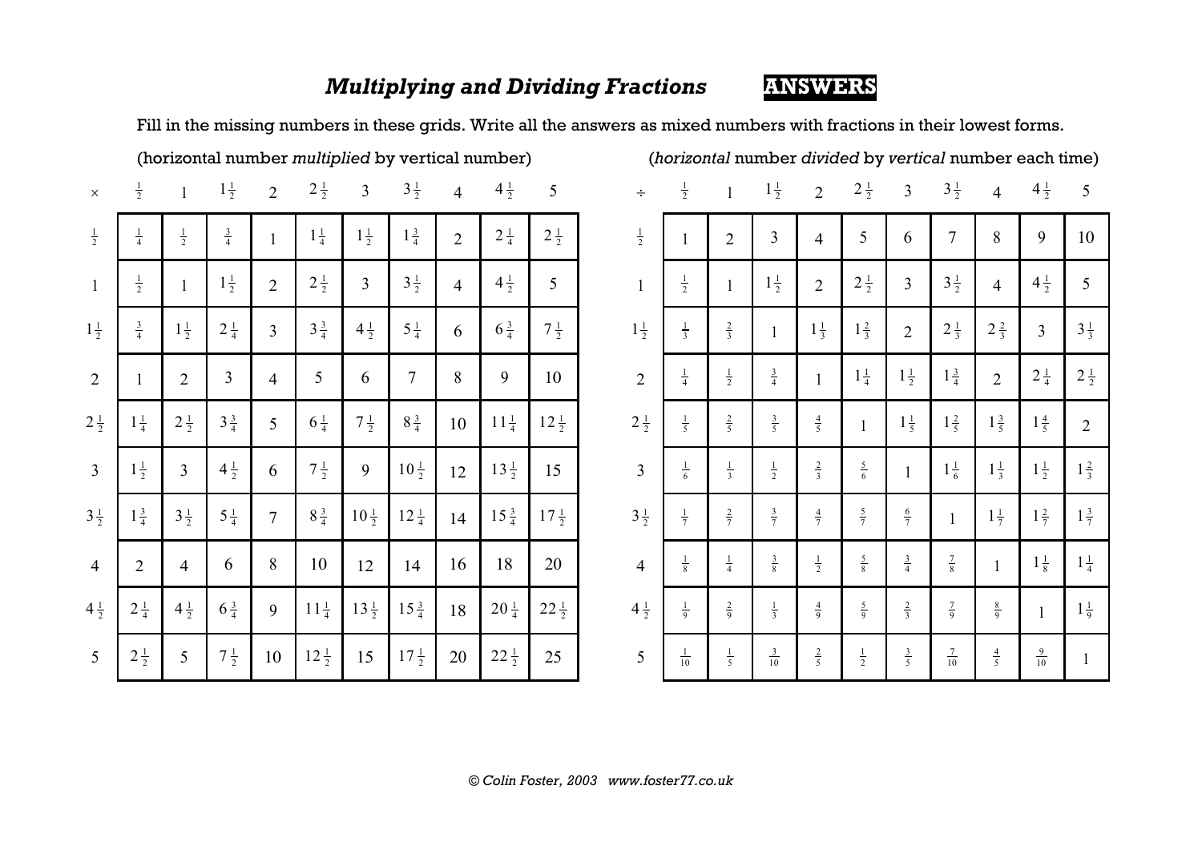# *Multiplying and Dividing Fractions* **ANSWERS**

Fill in the missing numbers in these grids. Write all the answers as mixed numbers with fractions in their lowest forms.

(horizontal number *multiplied* by vertical number)

| $\times$ | $\frac{1}{2}$ | 1 | $1\frac{1}{2}$ | 2 | $2\frac{1}{2}$ | 3 | $3\frac{1}{2}$ | 4 | $4\frac{1}{2}$ | 5 |
|---|---|---|---|---|---|---|---|---|---|---|
| $\frac{1}{2}$ | $\frac{1}{4}$ | $\frac{1}{2}$ | $\frac{3}{4}$ | 1 | $1\frac{1}{4}$ | $1\frac{1}{2}$ | $1\frac{3}{4}$ | 2 | $2\frac{1}{4}$ | $2\frac{1}{2}$ |
| 1 | $\frac{1}{2}$ | 1 | $1\frac{1}{2}$ | 2 | $2\frac{1}{2}$ | 3 | $3\frac{1}{2}$ | 4 | $4\frac{1}{2}$ | 5 |
| $1\frac{1}{2}$ | $\frac{3}{4}$ | $1\frac{1}{2}$ | $2\frac{1}{4}$ | 3 | $3\frac{3}{4}$ | $4\frac{1}{2}$ | $5\frac{1}{4}$ | 6 | $6\frac{3}{4}$ | $7\frac{1}{2}$ |
| 2 | 1 | 2 | 3 | 4 | 5 | 6 | 7 | 8 | 9 | 10 |
| $2\frac{1}{2}$ | $1\frac{1}{4}$ | $2\frac{1}{2}$ | $3\frac{3}{4}$ | 5 | $6\frac{1}{4}$ | $7\frac{1}{2}$ | $8\frac{3}{4}$ | 10 | $11\frac{1}{4}$ | $12\frac{1}{2}$ |
| 3 | $1\frac{1}{2}$ | 3 | $4\frac{1}{2}$ | 6 | $7\frac{1}{2}$ | 9 | $10\frac{1}{2}$ | 12 | $13\frac{1}{2}$ | 15 |
| $3\frac{1}{2}$ | $1\frac{3}{4}$ | $3\frac{1}{2}$ | $5\frac{1}{4}$ | 7 | $8\frac{3}{4}$ | $10\frac{1}{2}$ | $12\frac{1}{4}$ | 14 | $15\frac{3}{4}$ | $17\frac{1}{2}$ |
| 4 | 2 | 4 | 6 | 8 | 10 | 12 | 14 | 16 | 18 | 20 |
| $4\frac{1}{2}$ | $2\frac{1}{4}$ | $4\frac{1}{2}$ | $6\frac{3}{4}$ | 9 | $11\frac{1}{4}$ | $13\frac{1}{2}$ | $15\frac{3}{4}$ | 18 | $20\frac{1}{4}$ | $22\frac{1}{2}$ |
| 5 | $2\frac{1}{2}$ | 5 | $7\frac{1}{2}$ | 10 | $12\frac{1}{2}$ | 15 | $17\frac{1}{2}$ | 20 | $22\frac{1}{2}$ | 25 |

(*horizontal* number *divided* by *vertical* number each time)

| $\div$ | $\frac{1}{2}$ | 1 | $1\frac{1}{2}$ | 2 | $2\frac{1}{2}$ | 3 | $3\frac{1}{2}$ | 4 | $4\frac{1}{2}$ | 5 |
|---|---|---|---|---|---|---|---|---|---|---|
| $\frac{1}{2}$ | 1 | 2 | 3 | 4 | 5 | 6 | 7 | 8 | 9 | 10 |
| 1 | $\frac{1}{2}$ | 1 | $1\frac{1}{2}$ | 2 | $2\frac{1}{2}$ | 3 | $3\frac{1}{2}$ | 4 | $4\frac{1}{2}$ | 5 |
| $1\frac{1}{2}$ | $\frac{1}{3}$ | $\frac{2}{3}$ | 1 | $1\frac{1}{3}$ | $1\frac{2}{3}$ | 2 | $2\frac{1}{3}$ | $2\frac{2}{3}$ | 3 | $3\frac{1}{3}$ |
| 2 | $\frac{1}{4}$ | $\frac{1}{2}$ | $\frac{3}{4}$ | 1 | $1\frac{1}{4}$ | $1\frac{1}{2}$ | $1\frac{3}{4}$ | 2 | $2\frac{1}{4}$ | $2\frac{1}{2}$ |
| $2\frac{1}{2}$ | $\frac{1}{5}$ | $\frac{2}{5}$ | $\frac{3}{5}$ | $\frac{4}{5}$ | 1 | $1\frac{1}{5}$ | $1\frac{2}{5}$ | $1\frac{3}{5}$ | $1\frac{4}{5}$ | 2 |
| 3 | $\frac{1}{6}$ | $\frac{1}{3}$ | $\frac{1}{2}$ | $\frac{2}{3}$ | $\frac{5}{6}$ | 1 | $1\frac{1}{6}$ | $1\frac{1}{3}$ | $1\frac{1}{2}$ | $1\frac{2}{3}$ |
| $3\frac{1}{2}$ | $\frac{1}{7}$ | $\frac{2}{7}$ | $\frac{3}{7}$ | $\frac{4}{7}$ | $\frac{5}{7}$ | $\frac{6}{7}$ | 1 | $1\frac{1}{7}$ | $1\frac{2}{7}$ | $1\frac{3}{7}$ |
| 4 | $\frac{1}{8}$ | $\frac{1}{4}$ | $\frac{3}{8}$ | $\frac{1}{2}$ | $\frac{5}{8}$ | $\frac{3}{4}$ | $\frac{7}{8}$ | 1 | $1\frac{1}{8}$ | $1\frac{1}{4}$ |
| $4\frac{1}{2}$ | $\frac{1}{9}$ | $\frac{2}{9}$ | $\frac{1}{3}$ | $\frac{4}{9}$ | $\frac{5}{9}$ | $\frac{2}{3}$ | $\frac{7}{9}$ | $\frac{8}{9}$ | 1 | $1\frac{1}{9}$ |
| 5 | $\frac{1}{10}$ | $\frac{1}{5}$ | $\frac{3}{10}$ | $\frac{2}{5}$ | $\frac{1}{2}$ | $\frac{3}{5}$ | $\frac{7}{10}$ | $\frac{4}{5}$ | $\frac{9}{10}$ | 1 |

*© Colin Foster, 2003 www.foster77.co.uk*